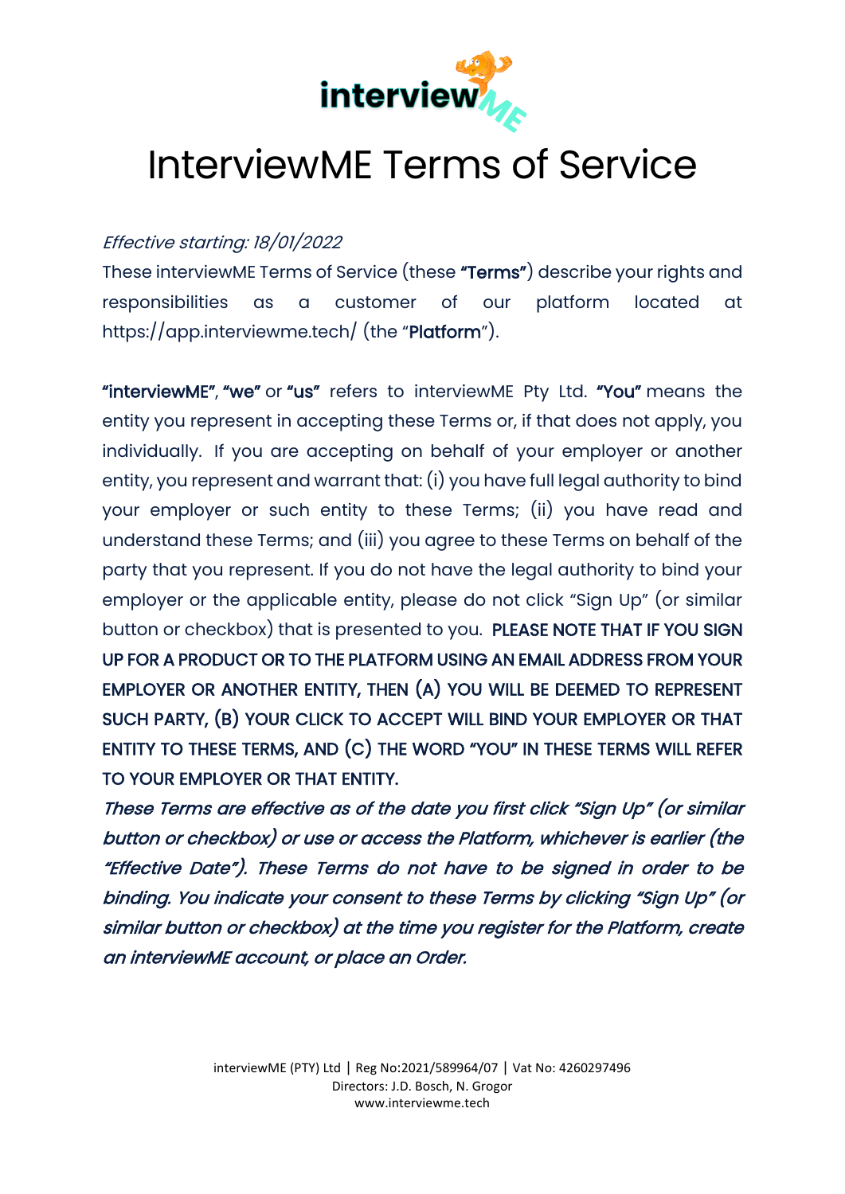# InterviewME Terms of Service

*Effective starting: 18/01/2022*

These interviewME Terms of Service (these **"Terms"**) describe your rights and responsibilities as a customer of our platform located at https://app.interviewme.tech/ (the "**Platform**").

**"interviewME"**, **"we"** or **"us"** refers to interviewME Pty Ltd. **"You"** means the entity you represent in accepting these Terms or, if that does not apply, you individually. If you are accepting on behalf of your employer or another entity, you represent and warrant that: (i) you have full legal authority to bind your employer or such entity to these Terms; (ii) you have read and understand these Terms; and (iii) you agree to these Terms on behalf of the party that you represent. If you do not have the legal authority to bind your employer or the applicable entity, please do not click "Sign Up" (or similar button or checkbox) that is presented to you. **PLEASE NOTE THAT IF YOU SIGN UP FOR A PRODUCT OR TO THE PLATFORM USING AN EMAIL ADDRESS FROM YOUR EMPLOYER OR ANOTHER ENTITY, THEN (A) YOU WILL BE DEEMED TO REPRESENT SUCH PARTY, (B) YOUR CLICK TO ACCEPT WILL BIND YOUR EMPLOYER OR THAT ENTITY TO THESE TERMS, AND (C) THE WORD "YOU" IN THESE TERMS WILL REFER TO YOUR EMPLOYER OR THAT ENTITY.**

***These Terms are effective as of the date you first click "Sign Up" (or similar button or checkbox) or use or access the Platform, whichever is earlier (the "Effective Date"). These Terms do not have to be signed in order to be binding. You indicate your consent to these Terms by clicking "Sign Up" (or similar button or checkbox) at the time you register for the Platform, create an interviewME account, or place an Order.***

interviewME (PTY) Ltd | Reg No:2021/589964/07 | Vat No: 4260297496
Directors: J.D. Bosch, N. Grogor
www.interviewme.tech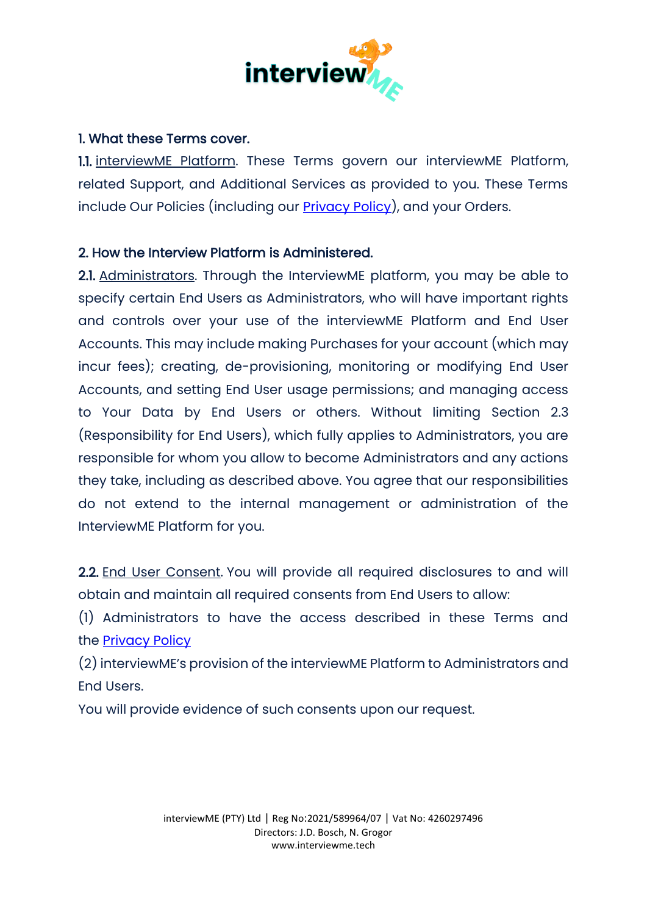## 1. What these Terms cover.

1.1. interviewME Platform. These Terms govern our interviewME Platform, related Support, and Additional Services as provided to you. These Terms include Our Policies (including our Privacy Policy), and your Orders.

## 2. How the Interview Platform is Administered.

2.1. Administrators. Through the InterviewME platform, you may be able to specify certain End Users as Administrators, who will have important rights and controls over your use of the interviewME Platform and End User Accounts. This may include making Purchases for your account (which may incur fees); creating, de-provisioning, monitoring or modifying End User Accounts, and setting End User usage permissions; and managing access to Your Data by End Users or others. Without limiting Section 2.3 (Responsibility for End Users), which fully applies to Administrators, you are responsible for whom you allow to become Administrators and any actions they take, including as described above. You agree that our responsibilities do not extend to the internal management or administration of the InterviewME Platform for you.

2.2. End User Consent. You will provide all required disclosures to and will obtain and maintain all required consents from End Users to allow:

(1) Administrators to have the access described in these Terms and the Privacy Policy

(2) interviewME's provision of the interviewME Platform to Administrators and End Users.

You will provide evidence of such consents upon our request.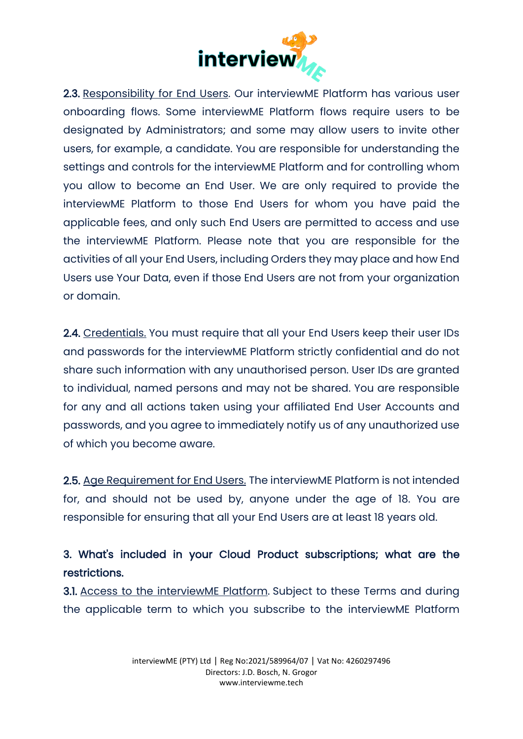**2.3.** Responsibility for End Users. Our interviewME Platform has various user onboarding flows. Some interviewME Platform flows require users to be designated by Administrators; and some may allow users to invite other users, for example, a candidate. You are responsible for understanding the settings and controls for the interviewME Platform and for controlling whom you allow to become an End User. We are only required to provide the interviewME Platform to those End Users for whom you have paid the applicable fees, and only such End Users are permitted to access and use the interviewME Platform. Please note that you are responsible for the activities of all your End Users, including Orders they may place and how End Users use Your Data, even if those End Users are not from your organization or domain.

**2.4.** Credentials. You must require that all your End Users keep their user IDs and passwords for the interviewME Platform strictly confidential and do not share such information with any unauthorised person. User IDs are granted to individual, named persons and may not be shared. You are responsible for any and all actions taken using your affiliated End User Accounts and passwords, and you agree to immediately notify us of any unauthorized use of which you become aware.

**2.5.** Age Requirement for End Users. The interviewME Platform is not intended for, and should not be used by, anyone under the age of 18. You are responsible for ensuring that all your End Users are at least 18 years old.

## 3. What's included in your Cloud Product subscriptions; what are the restrictions.

**3.1.** Access to the interviewME Platform. Subject to these Terms and during the applicable term to which you subscribe to the interviewME Platform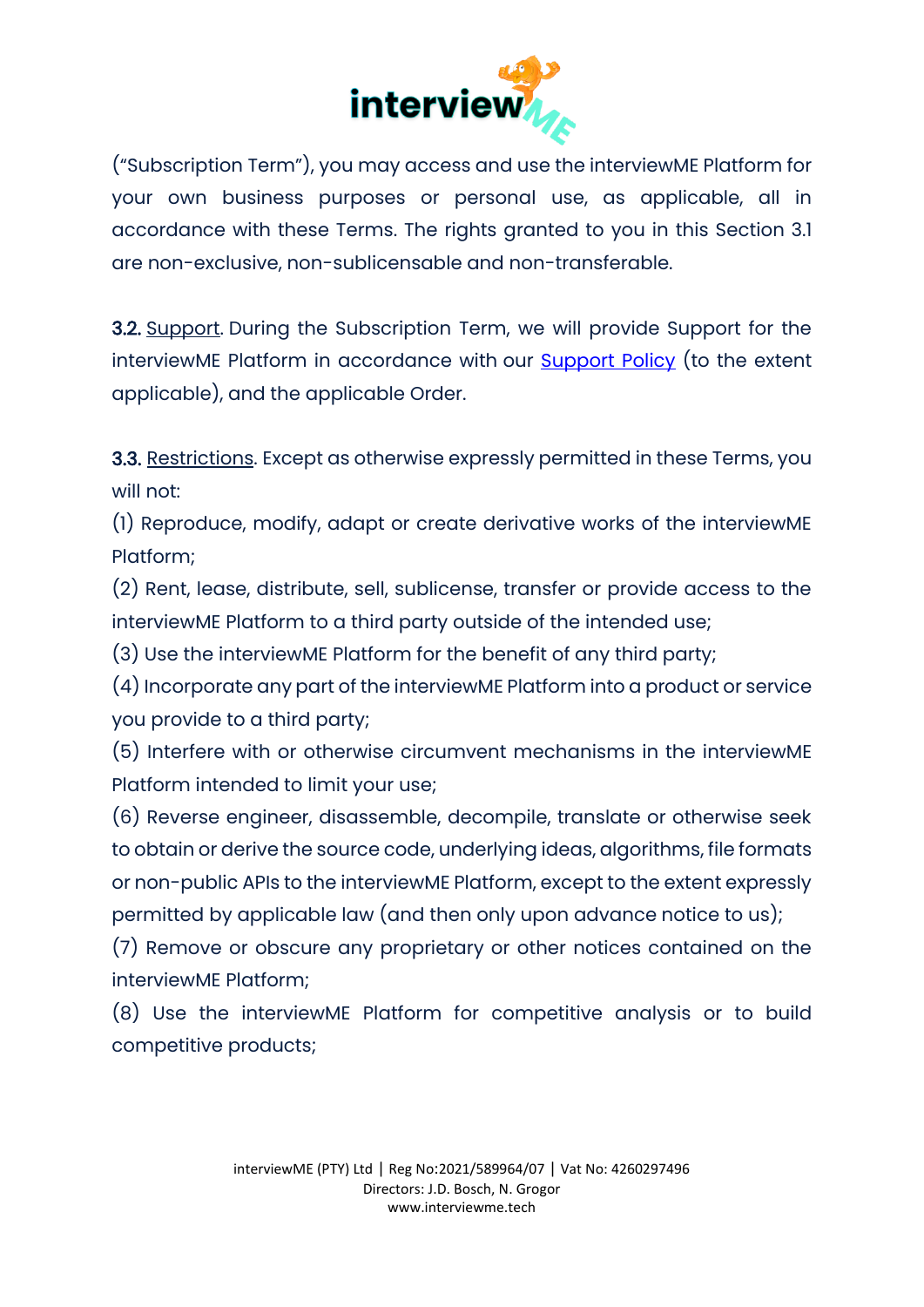("Subscription Term"), you may access and use the interviewME Platform for your own business purposes or personal use, as applicable, all in accordance with these Terms. The rights granted to you in this Section 3.1 are non-exclusive, non-sublicensable and non-transferable.

3.2. Support. During the Subscription Term, we will provide Support for the interviewME Platform in accordance with our Support Policy (to the extent applicable), and the applicable Order.

3.3. Restrictions. Except as otherwise expressly permitted in these Terms, you will not:

(1) Reproduce, modify, adapt or create derivative works of the interviewME Platform;

(2) Rent, lease, distribute, sell, sublicense, transfer or provide access to the interviewME Platform to a third party outside of the intended use;

(3) Use the interviewME Platform for the benefit of any third party;

(4) Incorporate any part of the interviewME Platform into a product or service you provide to a third party;

(5) Interfere with or otherwise circumvent mechanisms in the interviewME Platform intended to limit your use;

(6) Reverse engineer, disassemble, decompile, translate or otherwise seek to obtain or derive the source code, underlying ideas, algorithms, file formats or non-public APIs to the interviewME Platform, except to the extent expressly permitted by applicable law (and then only upon advance notice to us);

(7) Remove or obscure any proprietary or other notices contained on the interviewME Platform;

(8) Use the interviewME Platform for competitive analysis or to build competitive products;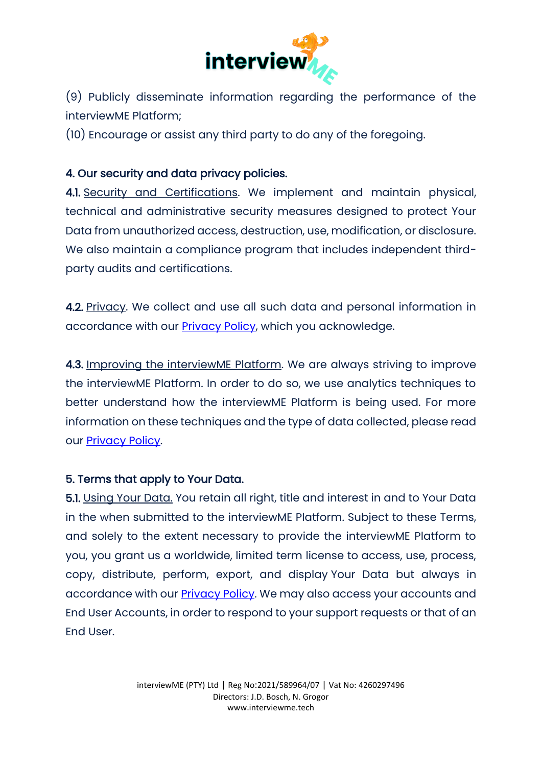(9) Publicly disseminate information regarding the performance of the interviewME Platform;

(10) Encourage or assist any third party to do any of the foregoing.

**4. Our security and data privacy policies.**

**4.1.** Security and Certifications. We implement and maintain physical, technical and administrative security measures designed to protect Your Data from unauthorized access, destruction, use, modification, or disclosure. We also maintain a compliance program that includes independent third-party audits and certifications.

**4.2.** Privacy. We collect and use all such data and personal information in accordance with our Privacy Policy, which you acknowledge.

**4.3.** Improving the interviewME Platform. We are always striving to improve the interviewME Platform. In order to do so, we use analytics techniques to better understand how the interviewME Platform is being used. For more information on these techniques and the type of data collected, please read our Privacy Policy.

**5. Terms that apply to Your Data.**

**5.1.** Using Your Data. You retain all right, title and interest in and to Your Data in the when submitted to the interviewME Platform. Subject to these Terms, and solely to the extent necessary to provide the interviewME Platform to you, you grant us a worldwide, limited term license to access, use, process, copy, distribute, perform, export, and display Your Data but always in accordance with our Privacy Policy. We may also access your accounts and End User Accounts, in order to respond to your support requests or that of an End User.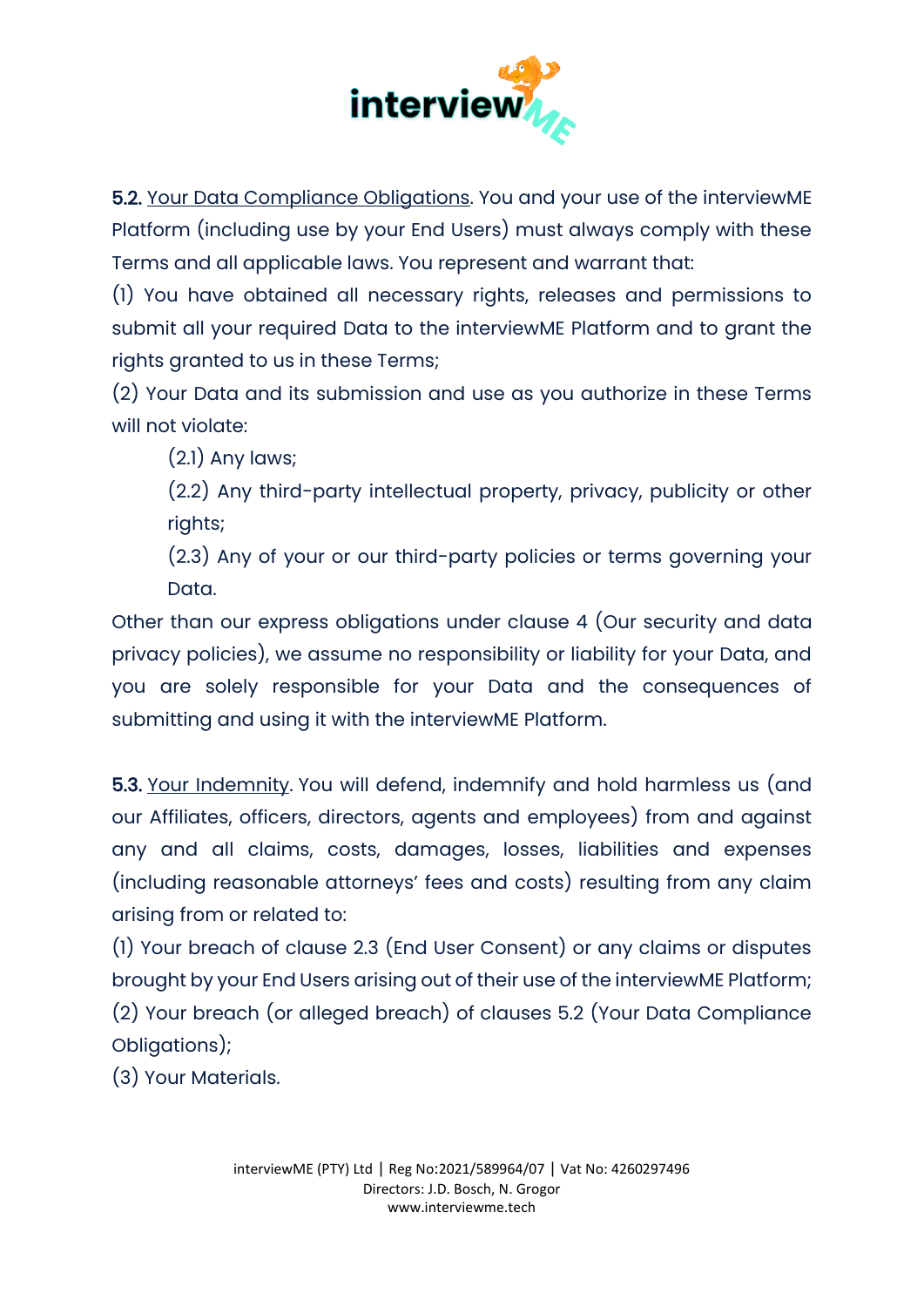**5.2.** Your Data Compliance Obligations. You and your use of the interviewME Platform (including use by your End Users) must always comply with these Terms and all applicable laws. You represent and warrant that:

(1) You have obtained all necessary rights, releases and permissions to submit all your required Data to the interviewME Platform and to grant the rights granted to us in these Terms;

(2) Your Data and its submission and use as you authorize in these Terms will not violate:

> (2.1) Any laws;
>
> (2.2) Any third-party intellectual property, privacy, publicity or other rights;
>
> (2.3) Any of your or our third-party policies or terms governing your Data.

Other than our express obligations under clause 4 (Our security and data privacy policies), we assume no responsibility or liability for your Data, and you are solely responsible for your Data and the consequences of submitting and using it with the interviewME Platform.

**5.3.** Your Indemnity. You will defend, indemnify and hold harmless us (and our Affiliates, officers, directors, agents and employees) from and against any and all claims, costs, damages, losses, liabilities and expenses (including reasonable attorneys' fees and costs) resulting from any claim arising from or related to:

(1) Your breach of clause 2.3 (End User Consent) or any claims or disputes brought by your End Users arising out of their use of the interviewME Platform;

(2) Your breach (or alleged breach) of clauses 5.2 (Your Data Compliance Obligations);

(3) Your Materials.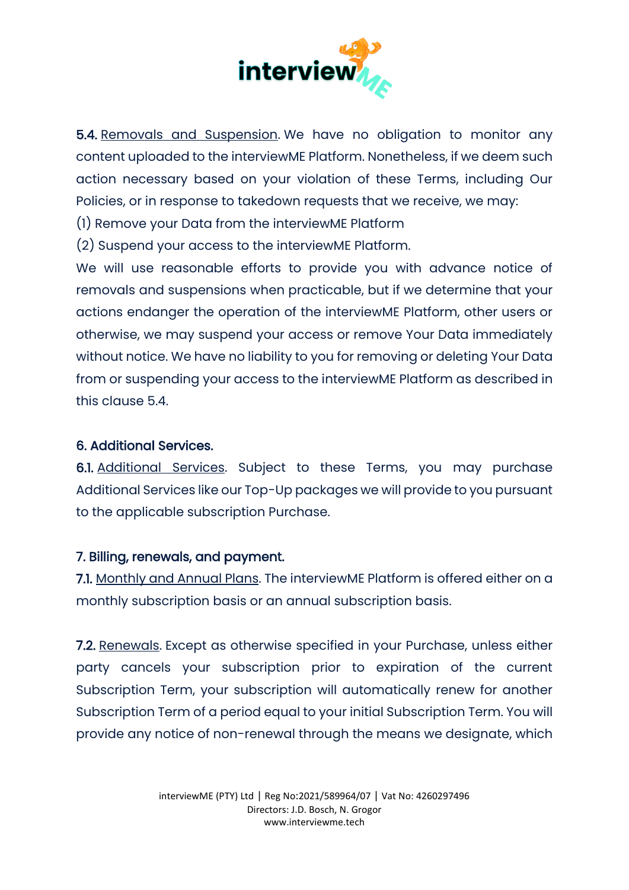**5.4.** Removals and Suspension. We have no obligation to monitor any content uploaded to the interviewME Platform. Nonetheless, if we deem such action necessary based on your violation of these Terms, including Our Policies, or in response to takedown requests that we receive, we may:

(1) Remove your Data from the interviewME Platform

(2) Suspend your access to the interviewME Platform.

We will use reasonable efforts to provide you with advance notice of removals and suspensions when practicable, but if we determine that your actions endanger the operation of the interviewME Platform, other users or otherwise, we may suspend your access or remove Your Data immediately without notice. We have no liability to you for removing or deleting Your Data from or suspending your access to the interviewME Platform as described in this clause 5.4.

## 6. Additional Services.

**6.1.** Additional Services. Subject to these Terms, you may purchase Additional Services like our Top-Up packages we will provide to you pursuant to the applicable subscription Purchase.

## 7. Billing, renewals, and payment.

**7.1.** Monthly and Annual Plans. The interviewME Platform is offered either on a monthly subscription basis or an annual subscription basis.

**7.2.** Renewals. Except as otherwise specified in your Purchase, unless either party cancels your subscription prior to expiration of the current Subscription Term, your subscription will automatically renew for another Subscription Term of a period equal to your initial Subscription Term. You will provide any notice of non-renewal through the means we designate, which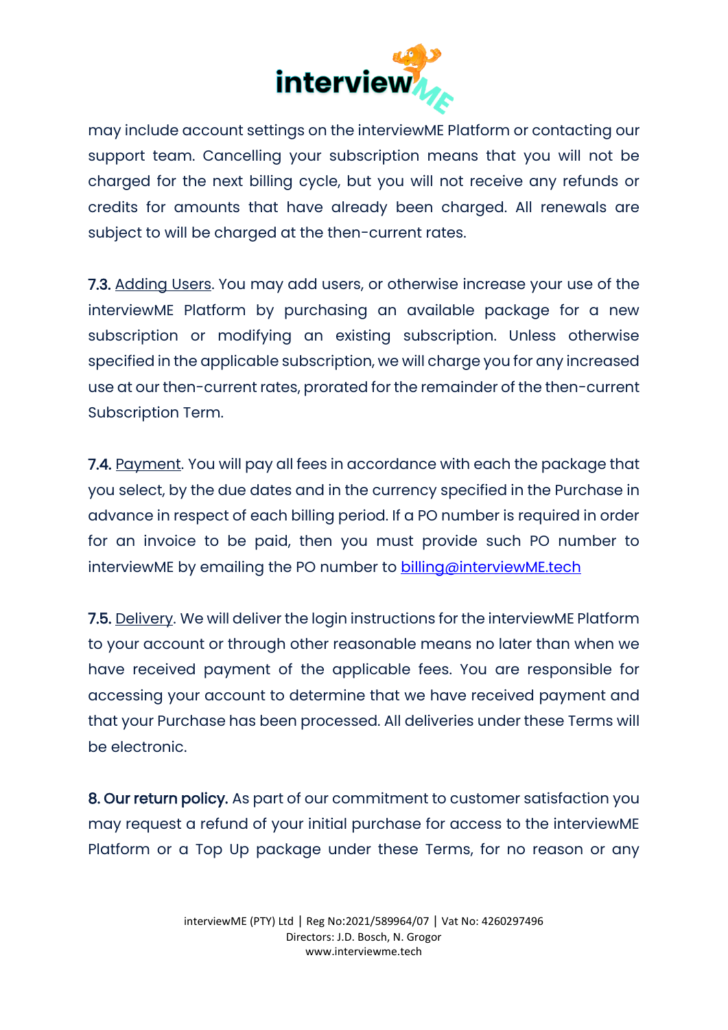may include account settings on the interviewME Platform or contacting our support team. Cancelling your subscription means that you will not be charged for the next billing cycle, but you will not receive any refunds or credits for amounts that have already been charged. All renewals are subject to will be charged at the then-current rates.

**7.3.** Adding Users. You may add users, or otherwise increase your use of the interviewME Platform by purchasing an available package for a new subscription or modifying an existing subscription. Unless otherwise specified in the applicable subscription, we will charge you for any increased use at our then-current rates, prorated for the remainder of the then-current Subscription Term.

**7.4.** Payment. You will pay all fees in accordance with each the package that you select, by the due dates and in the currency specified in the Purchase in advance in respect of each billing period. If a PO number is required in order for an invoice to be paid, then you must provide such PO number to interviewME by emailing the PO number to billing@interviewME.tech

**7.5.** Delivery. We will deliver the login instructions for the interviewME Platform to your account or through other reasonable means no later than when we have received payment of the applicable fees. You are responsible for accessing your account to determine that we have received payment and that your Purchase has been processed. All deliveries under these Terms will be electronic.

**8. Our return policy.** As part of our commitment to customer satisfaction you may request a refund of your initial purchase for access to the interviewME Platform or a Top Up package under these Terms, for no reason or any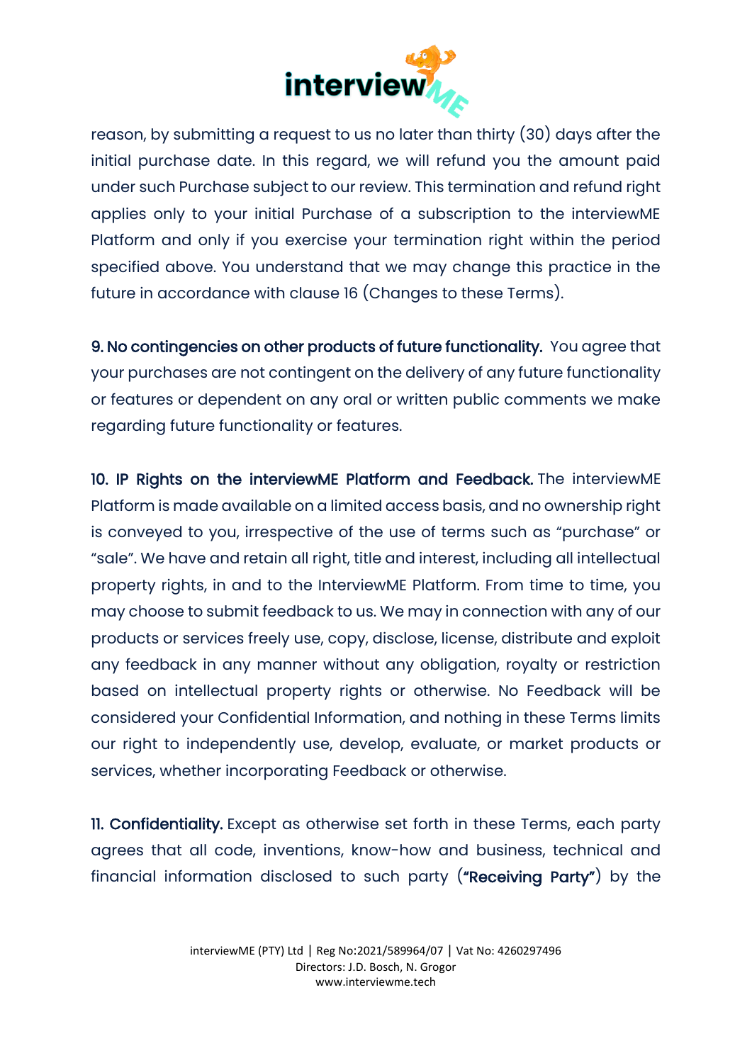reason, by submitting a request to us no later than thirty (30) days after the initial purchase date. In this regard, we will refund you the amount paid under such Purchase subject to our review. This termination and refund right applies only to your initial Purchase of a subscription to the interviewME Platform and only if you exercise your termination right within the period specified above. You understand that we may change this practice in the future in accordance with clause 16 (Changes to these Terms).

**9. No contingencies on other products of future functionality.** You agree that your purchases are not contingent on the delivery of any future functionality or features or dependent on any oral or written public comments we make regarding future functionality or features.

**10. IP Rights on the interviewME Platform and Feedback.** The interviewME Platform is made available on a limited access basis, and no ownership right is conveyed to you, irrespective of the use of terms such as "purchase" or "sale". We have and retain all right, title and interest, including all intellectual property rights, in and to the InterviewME Platform. From time to time, you may choose to submit feedback to us. We may in connection with any of our products or services freely use, copy, disclose, license, distribute and exploit any feedback in any manner without any obligation, royalty or restriction based on intellectual property rights or otherwise. No Feedback will be considered your Confidential Information, and nothing in these Terms limits our right to independently use, develop, evaluate, or market products or services, whether incorporating Feedback or otherwise.

**11. Confidentiality.** Except as otherwise set forth in these Terms, each party agrees that all code, inventions, know-how and business, technical and financial information disclosed to such party (**"Receiving Party"**) by the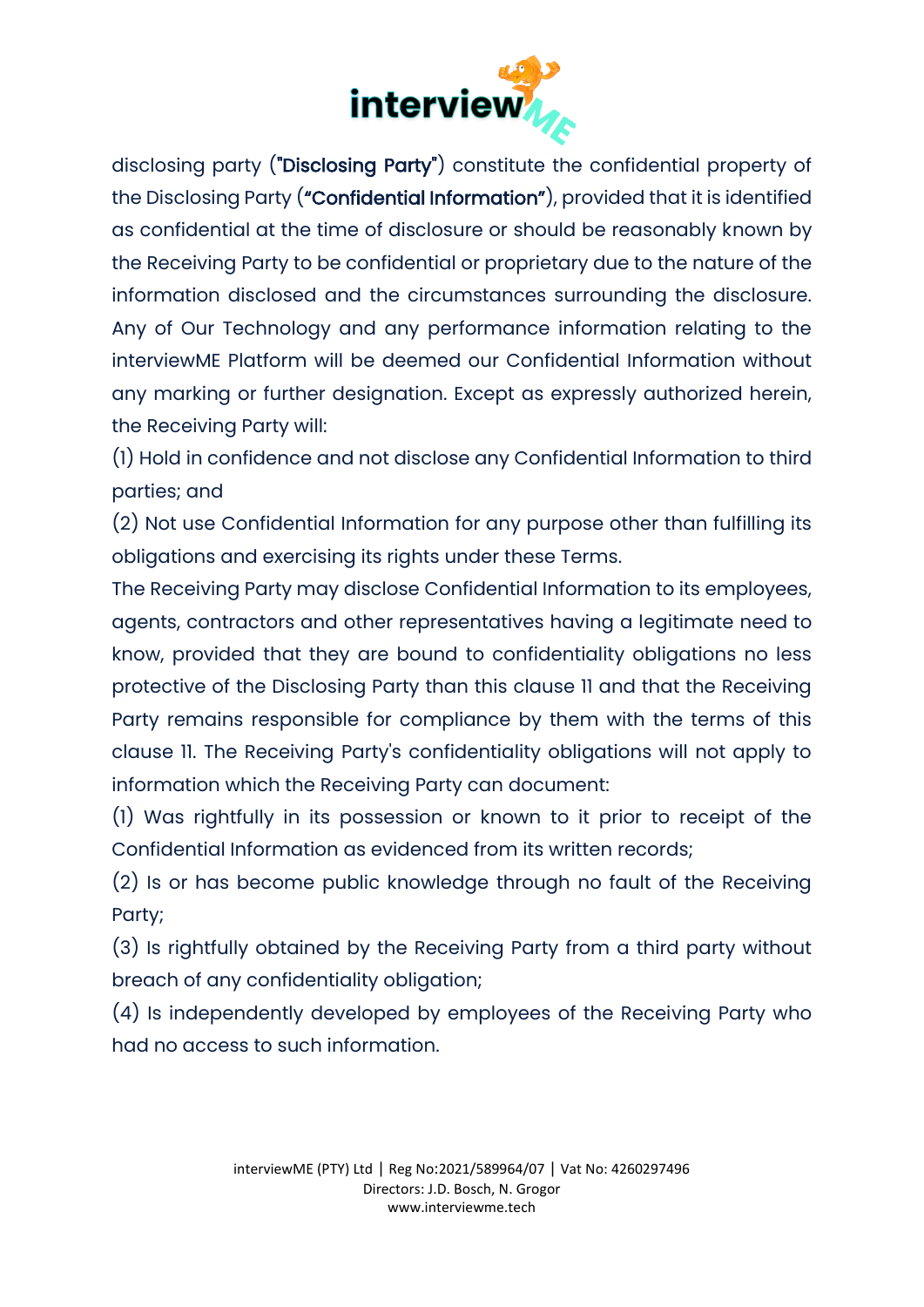disclosing party (**"Disclosing Party"**) constitute the confidential property of the Disclosing Party (**"Confidential Information"**), provided that it is identified as confidential at the time of disclosure or should be reasonably known by the Receiving Party to be confidential or proprietary due to the nature of the information disclosed and the circumstances surrounding the disclosure. Any of Our Technology and any performance information relating to the interviewME Platform will be deemed our Confidential Information without any marking or further designation. Except as expressly authorized herein, the Receiving Party will:

(1) Hold in confidence and not disclose any Confidential Information to third parties; and

(2) Not use Confidential Information for any purpose other than fulfilling its obligations and exercising its rights under these Terms.

The Receiving Party may disclose Confidential Information to its employees, agents, contractors and other representatives having a legitimate need to know, provided that they are bound to confidentiality obligations no less protective of the Disclosing Party than this clause 11 and that the Receiving Party remains responsible for compliance by them with the terms of this clause 11. The Receiving Party's confidentiality obligations will not apply to information which the Receiving Party can document:

(1) Was rightfully in its possession or known to it prior to receipt of the Confidential Information as evidenced from its written records;

(2) Is or has become public knowledge through no fault of the Receiving Party;

(3) Is rightfully obtained by the Receiving Party from a third party without breach of any confidentiality obligation;

(4) Is independently developed by employees of the Receiving Party who had no access to such information.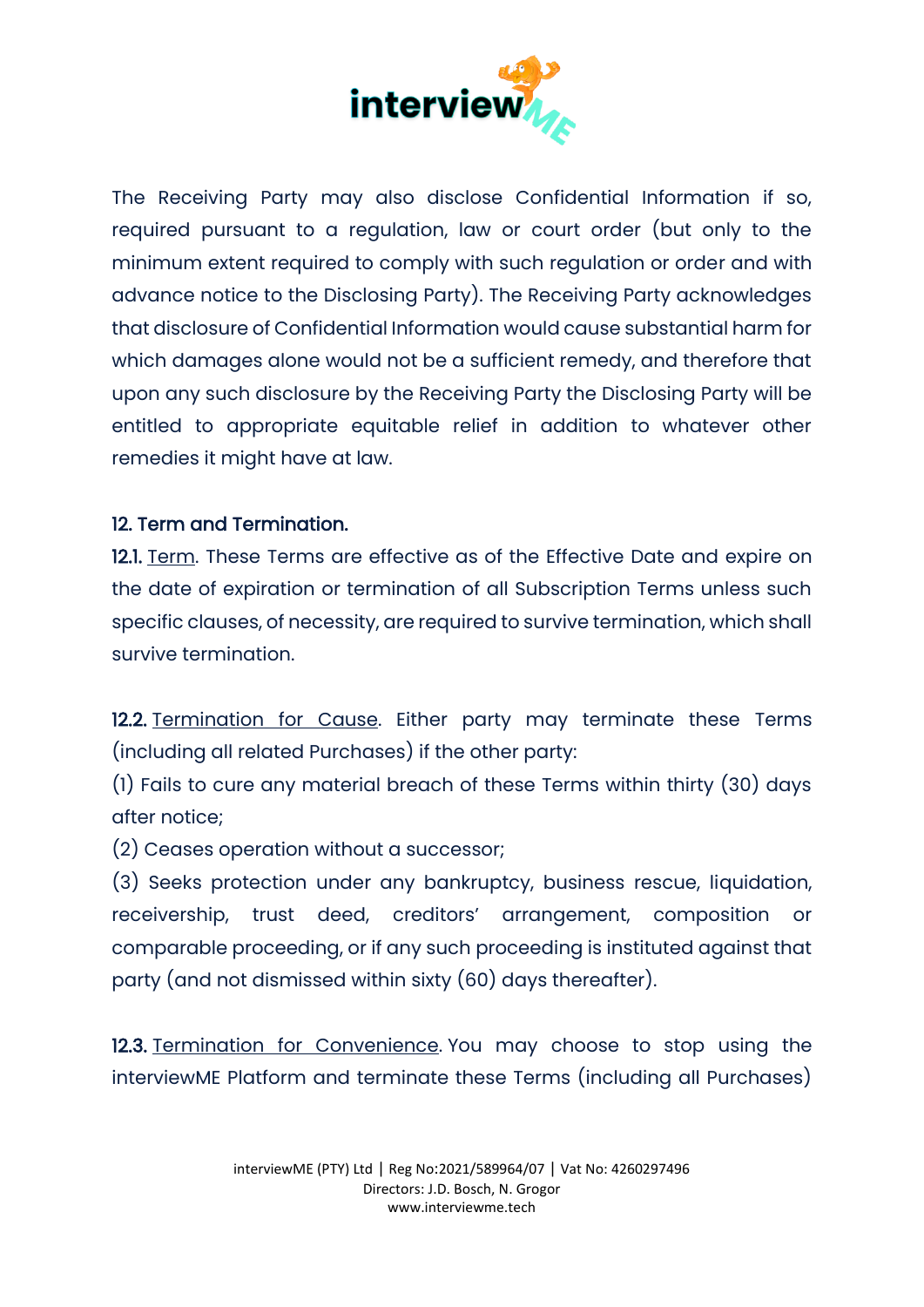The Receiving Party may also disclose Confidential Information if so, required pursuant to a regulation, law or court order (but only to the minimum extent required to comply with such regulation or order and with advance notice to the Disclosing Party). The Receiving Party acknowledges that disclosure of Confidential Information would cause substantial harm for which damages alone would not be a sufficient remedy, and therefore that upon any such disclosure by the Receiving Party the Disclosing Party will be entitled to appropriate equitable relief in addition to whatever other remedies it might have at law.

### 12. Term and Termination.

12.1. Term. These Terms are effective as of the Effective Date and expire on the date of expiration or termination of all Subscription Terms unless such specific clauses, of necessity, are required to survive termination, which shall survive termination.

12.2. Termination for Cause. Either party may terminate these Terms (including all related Purchases) if the other party:

(1) Fails to cure any material breach of these Terms within thirty (30) days after notice;

(2) Ceases operation without a successor;

(3) Seeks protection under any bankruptcy, business rescue, liquidation, receivership, trust deed, creditors' arrangement, composition or comparable proceeding, or if any such proceeding is instituted against that party (and not dismissed within sixty (60) days thereafter).

12.3. Termination for Convenience. You may choose to stop using the interviewME Platform and terminate these Terms (including all Purchases)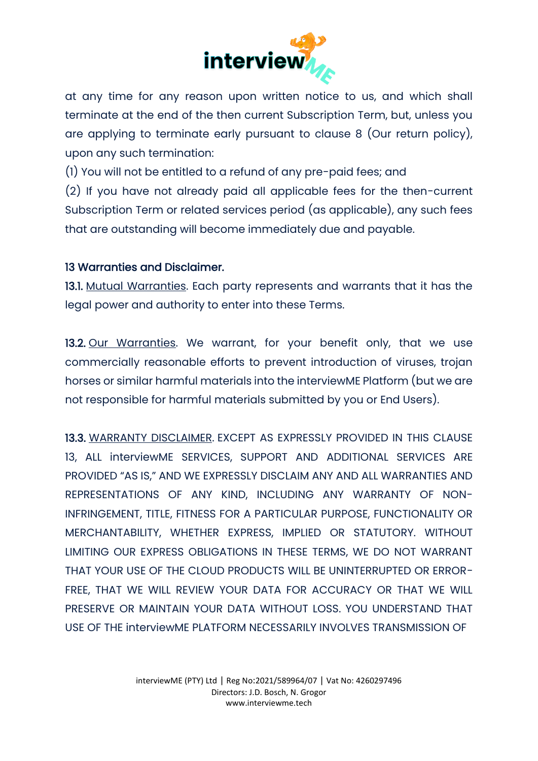at any time for any reason upon written notice to us, and which shall terminate at the end of the then current Subscription Term, but, unless you are applying to terminate early pursuant to clause 8 (Our return policy), upon any such termination:

(1) You will not be entitled to a refund of any pre-paid fees; and

(2) If you have not already paid all applicable fees for the then-current Subscription Term or related services period (as applicable), any such fees that are outstanding will become immediately due and payable.

## 13 Warranties and Disclaimer.

**13.1.** Mutual Warranties. Each party represents and warrants that it has the legal power and authority to enter into these Terms.

**13.2.** Our Warranties. We warrant, for your benefit only, that we use commercially reasonable efforts to prevent introduction of viruses, trojan horses or similar harmful materials into the interviewME Platform (but we are not responsible for harmful materials submitted by you or End Users).

**13.3.** WARRANTY DISCLAIMER. EXCEPT AS EXPRESSLY PROVIDED IN THIS CLAUSE 13, ALL interviewME SERVICES, SUPPORT AND ADDITIONAL SERVICES ARE PROVIDED "AS IS," AND WE EXPRESSLY DISCLAIM ANY AND ALL WARRANTIES AND REPRESENTATIONS OF ANY KIND, INCLUDING ANY WARRANTY OF NON-INFRINGEMENT, TITLE, FITNESS FOR A PARTICULAR PURPOSE, FUNCTIONALITY OR MERCHANTABILITY, WHETHER EXPRESS, IMPLIED OR STATUTORY. WITHOUT LIMITING OUR EXPRESS OBLIGATIONS IN THESE TERMS, WE DO NOT WARRANT THAT YOUR USE OF THE CLOUD PRODUCTS WILL BE UNINTERRUPTED OR ERROR-FREE, THAT WE WILL REVIEW YOUR DATA FOR ACCURACY OR THAT WE WILL PRESERVE OR MAINTAIN YOUR DATA WITHOUT LOSS. YOU UNDERSTAND THAT USE OF THE interviewME PLATFORM NECESSARILY INVOLVES TRANSMISSION OF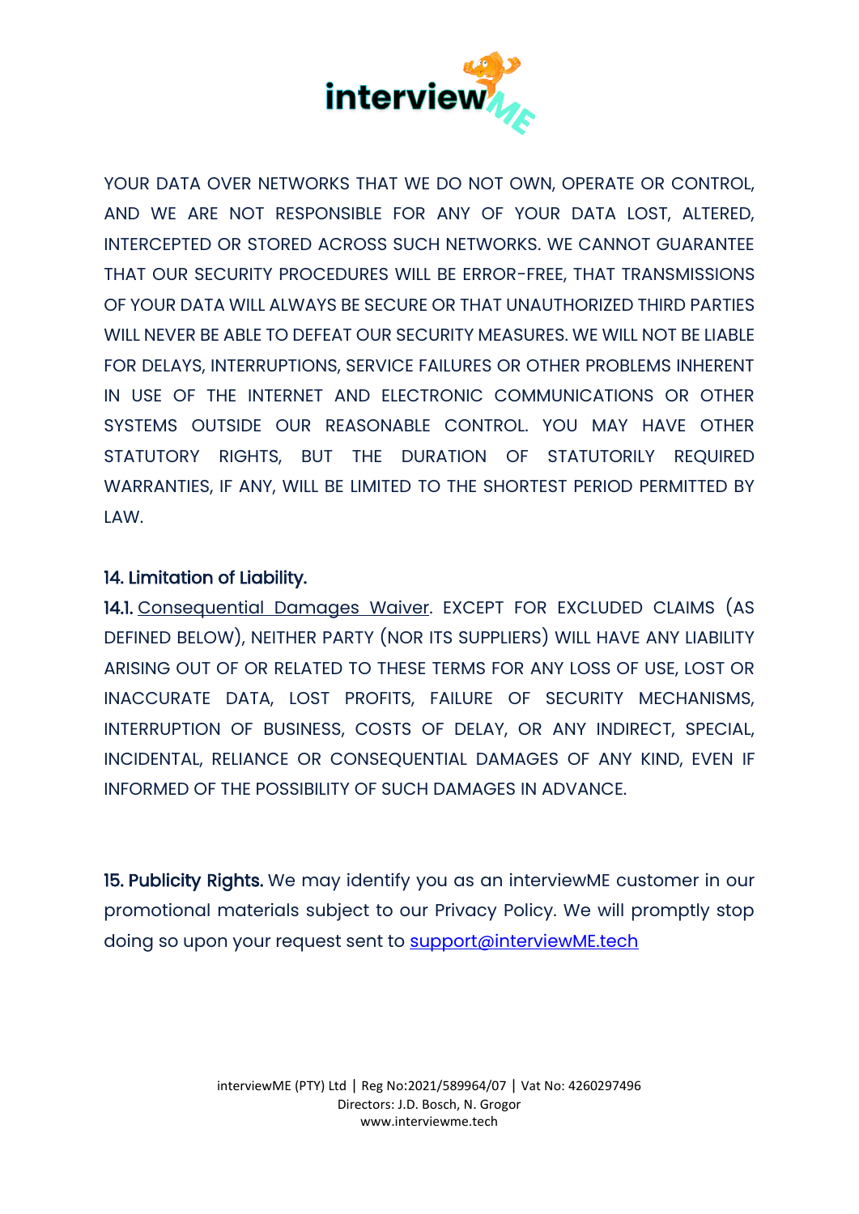YOUR DATA OVER NETWORKS THAT WE DO NOT OWN, OPERATE OR CONTROL, AND WE ARE NOT RESPONSIBLE FOR ANY OF YOUR DATA LOST, ALTERED, INTERCEPTED OR STORED ACROSS SUCH NETWORKS. WE CANNOT GUARANTEE THAT OUR SECURITY PROCEDURES WILL BE ERROR-FREE, THAT TRANSMISSIONS OF YOUR DATA WILL ALWAYS BE SECURE OR THAT UNAUTHORIZED THIRD PARTIES WILL NEVER BE ABLE TO DEFEAT OUR SECURITY MEASURES. WE WILL NOT BE LIABLE FOR DELAYS, INTERRUPTIONS, SERVICE FAILURES OR OTHER PROBLEMS INHERENT IN USE OF THE INTERNET AND ELECTRONIC COMMUNICATIONS OR OTHER SYSTEMS OUTSIDE OUR REASONABLE CONTROL. YOU MAY HAVE OTHER STATUTORY RIGHTS, BUT THE DURATION OF STATUTORILY REQUIRED WARRANTIES, IF ANY, WILL BE LIMITED TO THE SHORTEST PERIOD PERMITTED BY LAW.

### 14. Limitation of Liability.

14.1. Consequential Damages Waiver. EXCEPT FOR EXCLUDED CLAIMS (AS DEFINED BELOW), NEITHER PARTY (NOR ITS SUPPLIERS) WILL HAVE ANY LIABILITY ARISING OUT OF OR RELATED TO THESE TERMS FOR ANY LOSS OF USE, LOST OR INACCURATE DATA, LOST PROFITS, FAILURE OF SECURITY MECHANISMS, INTERRUPTION OF BUSINESS, COSTS OF DELAY, OR ANY INDIRECT, SPECIAL, INCIDENTAL, RELIANCE OR CONSEQUENTIAL DAMAGES OF ANY KIND, EVEN IF INFORMED OF THE POSSIBILITY OF SUCH DAMAGES IN ADVANCE.

**15. Publicity Rights.** We may identify you as an interviewME customer in our promotional materials subject to our Privacy Policy. We will promptly stop doing so upon your request sent to support@interviewME.tech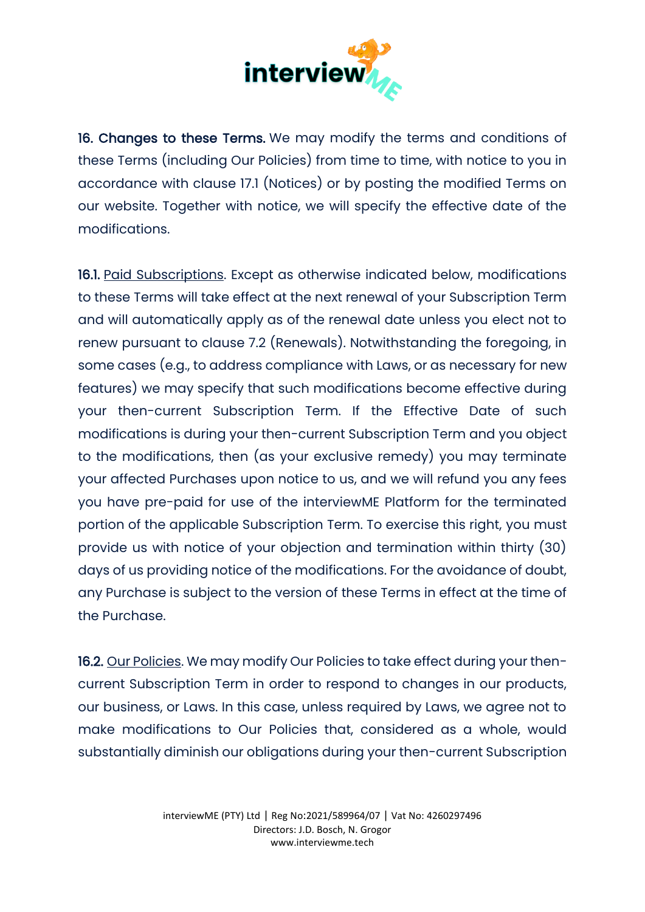**16. Changes to these Terms.** We may modify the terms and conditions of these Terms (including Our Policies) from time to time, with notice to you in accordance with clause 17.1 (Notices) or by posting the modified Terms on our website. Together with notice, we will specify the effective date of the modifications.

**16.1.** Paid Subscriptions. Except as otherwise indicated below, modifications to these Terms will take effect at the next renewal of your Subscription Term and will automatically apply as of the renewal date unless you elect not to renew pursuant to clause 7.2 (Renewals). Notwithstanding the foregoing, in some cases (e.g., to address compliance with Laws, or as necessary for new features) we may specify that such modifications become effective during your then-current Subscription Term. If the Effective Date of such modifications is during your then-current Subscription Term and you object to the modifications, then (as your exclusive remedy) you may terminate your affected Purchases upon notice to us, and we will refund you any fees you have pre-paid for use of the interviewME Platform for the terminated portion of the applicable Subscription Term. To exercise this right, you must provide us with notice of your objection and termination within thirty (30) days of us providing notice of the modifications. For the avoidance of doubt, any Purchase is subject to the version of these Terms in effect at the time of the Purchase.

**16.2.** Our Policies. We may modify Our Policies to take effect during your then-current Subscription Term in order to respond to changes in our products, our business, or Laws. In this case, unless required by Laws, we agree not to make modifications to Our Policies that, considered as a whole, would substantially diminish our obligations during your then-current Subscription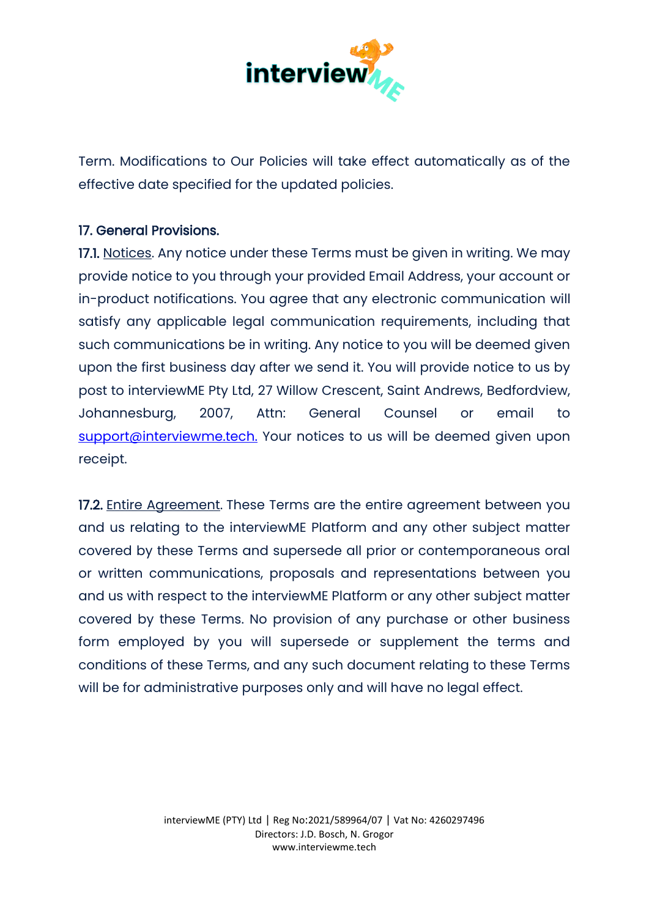Term. Modifications to Our Policies will take effect automatically as of the effective date specified for the updated policies.

**17. General Provisions.**

**17.1.** Notices. Any notice under these Terms must be given in writing. We may provide notice to you through your provided Email Address, your account or in-product notifications. You agree that any electronic communication will satisfy any applicable legal communication requirements, including that such communications be in writing. Any notice to you will be deemed given upon the first business day after we send it. You will provide notice to us by post to interviewME Pty Ltd, 27 Willow Crescent, Saint Andrews, Bedfordview, Johannesburg, 2007, Attn: General Counsel or email to support@interviewme.tech. Your notices to us will be deemed given upon receipt.

**17.2.** Entire Agreement. These Terms are the entire agreement between you and us relating to the interviewME Platform and any other subject matter covered by these Terms and supersede all prior or contemporaneous oral or written communications, proposals and representations between you and us with respect to the interviewME Platform or any other subject matter covered by these Terms. No provision of any purchase or other business form employed by you will supersede or supplement the terms and conditions of these Terms, and any such document relating to these Terms will be for administrative purposes only and will have no legal effect.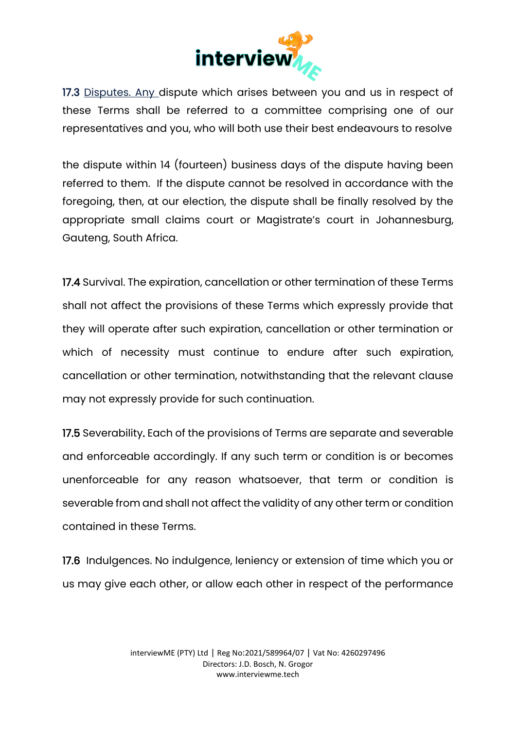17.3 Disputes. Any dispute which arises between you and us in respect of these Terms shall be referred to a committee comprising one of our representatives and you, who will both use their best endeavours to resolve

the dispute within 14 (fourteen) business days of the dispute having been referred to them. If the dispute cannot be resolved in accordance with the foregoing, then, at our election, the dispute shall be finally resolved by the appropriate small claims court or Magistrate's court in Johannesburg, Gauteng, South Africa.

17.4 Survival. The expiration, cancellation or other termination of these Terms shall not affect the provisions of these Terms which expressly provide that they will operate after such expiration, cancellation or other termination or which of necessity must continue to endure after such expiration, cancellation or other termination, notwithstanding that the relevant clause may not expressly provide for such continuation.

17.5 Severability. Each of the provisions of Terms are separate and severable and enforceable accordingly. If any such term or condition is or becomes unenforceable for any reason whatsoever, that term or condition is severable from and shall not affect the validity of any other term or condition contained in these Terms.

17.6 Indulgences. No indulgence, leniency or extension of time which you or us may give each other, or allow each other in respect of the performance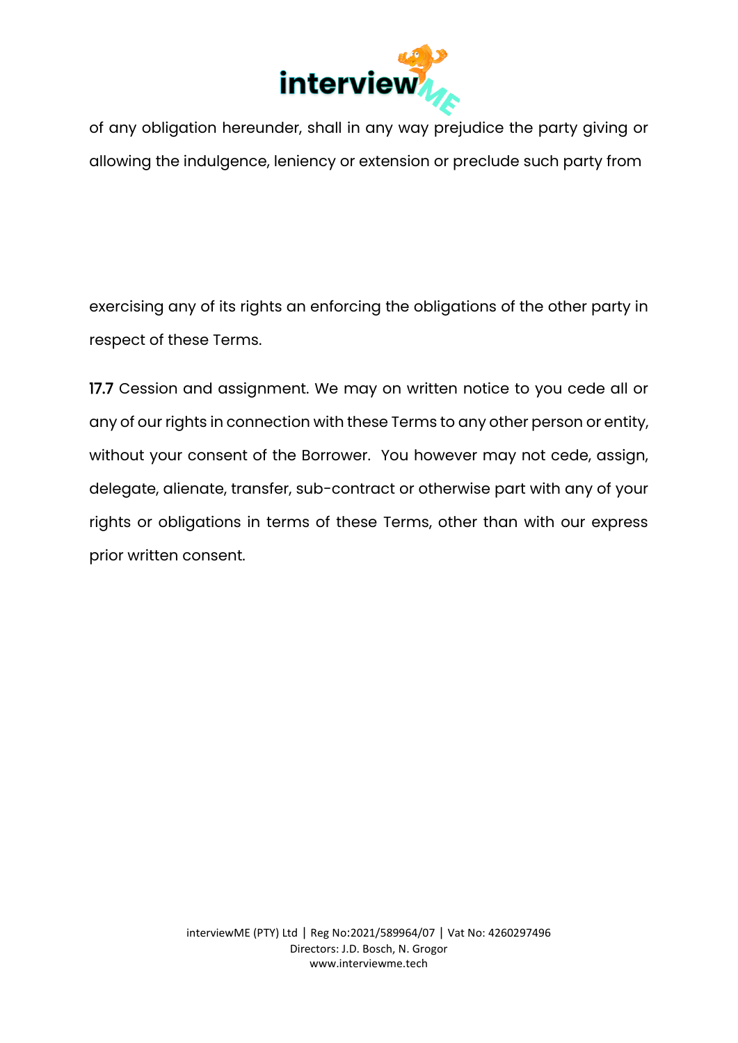of any obligation hereunder, shall in any way prejudice the party giving or allowing the indulgence, leniency or extension or preclude such party from

exercising any of its rights an enforcing the obligations of the other party in respect of these Terms.

**17.7** Cession and assignment. We may on written notice to you cede all or any of our rights in connection with these Terms to any other person or entity, without your consent of the Borrower. You however may not cede, assign, delegate, alienate, transfer, sub-contract or otherwise part with any of your rights or obligations in terms of these Terms, other than with our express prior written consent.